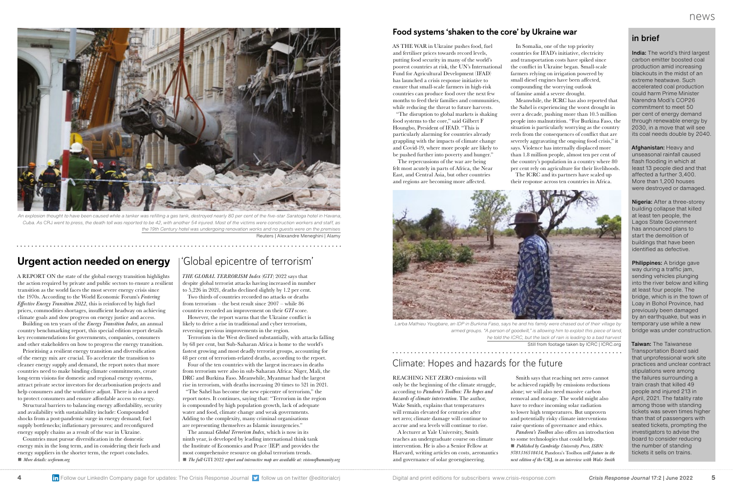An explosion thought to have been caused while a tanker was refilling a gas tank, destroyed nearly 80 per cent of the five-star Saratoga hotel in Havana, Cuba. As CRJ went to press, the death toll was reported to be 42, with another 54 injured. Most of the victims were construction workers and staff, as the 19th Century hotel was undergoing renovation works and no guests were on the premises

Reuters | Alexandre Meneghini | Alamy

## Urgent action needed on energy

A REPORT ON the state of the global energy transition highlights the action required by private and public sectors to ensure a resilient transition as the world faces the most severe energy crisis since the 1970s. According to the World Economic Forum's *Fostering Effective Energy Transition 2022*, this is reinforced by high fuel prices, commodities shortages, insufficient headway on achieving climate goals and slow progress on energy justice and access.

Building on ten years of the *Energy Transition Index*, an annual country benchmarking report, this special edition report details key recommendations for governments, companies, consumers and other stakeholders on how to progress the energy transition.

Prioritising a resilient energy transition and diversification of the energy mix are crucial. To accelerate the transition to cleaner energy supply and demand, the report notes that more countries need to make binding climate commitments, create long-term visions for domestic and regional energy systems, attract private sector investors for decarbonisation projects and help consumers and the workforce adjust. There is also a need to protect consumers and ensure affordable access to energy.

Structural barriers to balancing energy affordability, security and availability with sustainability include: Compounded shocks from a post-pandemic surge in energy demand; fuel supply bottlenecks; inflationary pressures; and reconfigured energy supply chains as a result of the war in Ukraine.

Countries must pursue diversification in the domestic energy mix in the long term, and in considering their fuels and energy suppliers in the shorter term, the report concludes.

■ *More details: weforum.org*

## 'Global epicentre of terrorism'

*THE GLOBAL TERRORISM Index* (*GTI*) 2022 says that despite global terrorist attacks having increased in number to 5,226 in 2021, deaths declined slightly by 1.2 per cent.

Two thirds of countries recorded no attacks or deaths from terrorism – the best result since 2007 – while 86 countries recorded an improvement on their *GTI* score.

However, the report warns that the Ukraine conflict is likely to drive a rise in traditional and cyber terrorism, reversing previous improvements in the region.

Terrorism in the West declined substantially, with attacks falling by 68 per cent, but Sub-Saharan Africa is home to the world's fastest growing and most deadly terrorist groups, accounting for 48 per cent of terrorism-related deaths, according to the report.

Four of the ten countries with the largest increases in deaths from terrorism were also in sub-Saharan Africa: Niger, Mali, the DRC and Burkina Faso. Meanwhile, Myanmar had the largest rise in terrorism, with deaths increasing 20 times to 521 in 2021.

"The Sahel has become the new epicentre of terrorism," the report notes. It continues, saying that: "Terrorism in the region is compounded by high population growth, lack of adequate water and food, climate change and weak governments. Adding to the complexity, many criminal organisations are representing themselves as Islamic insurgencies."

The annual *Global Terrorism Index*, which is now in its ninth year, is developed by leading international think tank the Institute of Economics and Peace (IEP) and provides the most comprehensive resource on global terrorism trends.

■ *The full* GTI 2022 *report and interactive map are available at: visionofhumanity.org*

## Food systems 'shaken to the core' by Ukraine war

AS THE WAR in Ukraine pushes food, fuel and fertiliser prices towards record levels, putting food security in many of the world's poorest countries at risk, the UN's International Fund for Agricultural Development (IFAD) has launched a crisis response initiative to ensure that small-scale farmers in high-risk countries can produce food over the next few months to feed their families and communities, while reducing the threat to future harvests.

"The disruption to global markets is shaking food systems to the core," said Gilbert F Houngbo, President of IFAD. "This is particularly alarming for countries already grappling with the impacts of climate change and Covid-19, where more people are likely to be pushed further into poverty and hunger."

The repercussions of the war are being felt most acutely in parts of Africa, the Near East, and Central Asia, but other countries and regions are becoming more affected.

In Somalia, one of the top priority countries for IFAD's initiative, electricity and transportation costs have spiked since the conflict in Ukraine began. Small-scale farmers relying on irrigation powered by small diesel engines have been affected, compounding the worrying outlook of famine amid a severe drought.

Meanwhile, the ICRC has also reported that the Sahel is experiencing the worst drought in over a decade, pushing more than 10.5 million people into malnutrition. "For Burkina Faso, the situation is particularly worrying as the country reels from the consequences of conflict that are severely aggravating the ongoing food crisis," it says. Violence has internally displaced more than 1.8 million people, almost ten per cent of the country's population in a country where 80 per cent rely on agriculture for their livelihoods.

The ICRC and its partners have scaled up their response across ten countries in Africa.

Larba Mathieu Yougbare, an IDP in Burkina Faso, says he and his family were chased out of their village by armed groups. "A person of goodwill," is allowing him to exploit this piece of land, he told the ICRC, but the lack of rain is leading to a bad harvest

Still from footage taken by ICRC | ICRC.org

## Climate: Hopes and hazards for the future

REACHING NET ZERO emissions will only be the beginning of the climate struggle, according to *Pandora's Toolbox: The hopes and hazards of climate intervention*. The author, Wake Smith, explains that temperatures will remain elevated for centuries after net zero; climate damage will continue to accrue and sea levels will continue to rise.

A lecturer at Yale University, Smith teaches an undergraduate course on climate intervention. He is also a Senior Fellow at Harvard, writing articles on costs, aeronautics and governance of solar geoengineering.

Smith says that reaching net zero cannot be achieved rapidly by emissions reductions alone; we will also need massive carbon removal and storage. The world might also have to reduce incoming solar radiation to lower high temperatures. But unproven and potentially risky climate interventions raise questions of governance and ethics.

*Pandora's Toolbox* also offers an introduction to some technologies that could help.

■ *Published by Cambridge University Press, ISBN: 9781316518434,* Pandora's Toolbox *will feature in the next edition of the* CRJ*, in an interview with Wake Smith*

## in brief

**India:** The world's third largest carbon emitter boosted coal production amid increasing blackouts in the midst of an extreme heatwave. Such accelerated coal production could harm Prime Minister Narendra Modi's COP26 commitment to meet 50 per cent of energy demand through renewable energy by 2030, in a move that will see its coal needs double by 2040.

**Afghanistan:** Heavy and unseasonal rainfall caused flash flooding in which at least 13 people died and that affected a further 3,400. More than 1,200 houses were destroyed or damaged.

**Nigeria:** After a three-storey building collapse that killed at least ten people, the Lagos State Government has announced plans to start the demolition of buildings that have been identified as defective.

**Philippines:** A bridge gave way during a traffic jam, sending vehicles plunging into the river below and killing at least four people. The bridge, which is in the town of Loay in Bohol Province, had previously been damaged by an earthquake, but was in temporary use while a new bridge was under construction.

**Taiwan:** The Taiwanese Transportation Board said that unprofessional work site practices and unclear contract stipulations were among the failures surrounding a train crash that killed 49 people and injured 213 in April, 2021. The fatality rate among those with standing tickets was seven times higher than that of passengers with seated tickets, prompting the investigators to advise the board to consider reducing the number of standing tickets it sells on trains.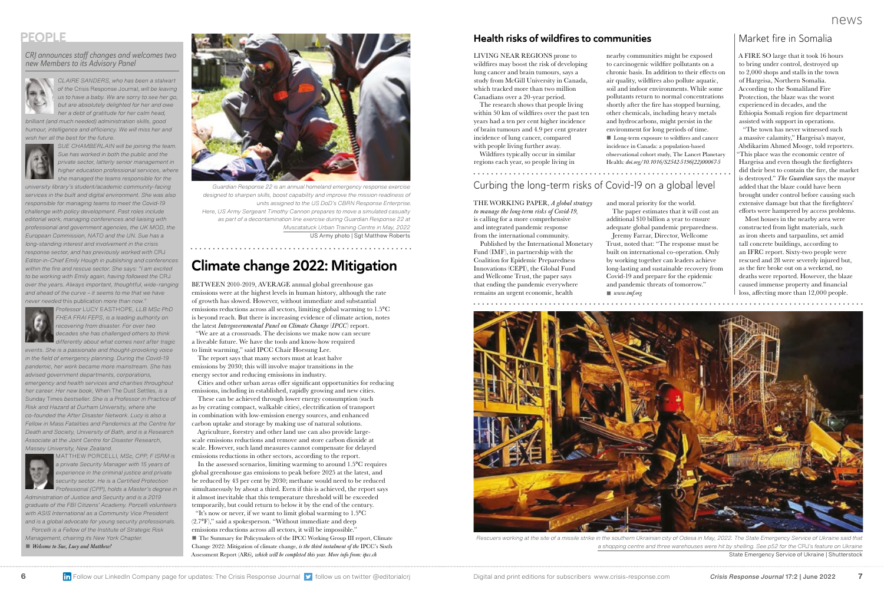## PEOPLE

*CRJ announces staff changes and welcomes two new Members to its Advisory Panel*

*CLAIRE SANDERS, who has been a stalwart of the Crisis Response Journal, will be leaving us to have a baby. We are sorry to see her go, but are absolutely delighted for her and owe her a debt of gratitude for her calm head, brilliant (and much needed) administration skills, good humour, intelligence and efficiency. We will miss her and wish her all the best for the future.*

*SUE CHAMBERLAIN will be joining the team. Sue has worked in both the public and the private sector, latterly senior management in higher education professional services, where she managed the teams responsible for the university library's student/academic community-facing services in the built and digital environment. She was also responsible for managing teams to meet the Covid-19 challenge with policy development. Past roles include editorial work, managing conferences and liaising with professional and government agencies, the UK MOD, the European Commission, NATO and the UN. Sue has a long-standing interest and involvement in the crisis response sector, and has previously worked with CRJ Editor-in-Chief Emily Hough in publishing and conferences within the fire and rescue sector. She says: "I am excited to be working with Emily again, having followed the CRJ over the years. Always important, thoughtful, wide-ranging and ahead of the curve – it seems to me that we have never needed this publication more than now."*

*Professor LUCY EASTHOPE, LLB MSc PhD FHEA FRAI FEPS, is a leading authority on recovering from disaster. For over two decades she has challenged others to think differently about what comes next after tragic events. She is a passionate and thought-provoking voice in the field of emergency planning. During the Covid-19 pandemic, her work became more mainstream. She has advised government departments, corporations, emergency and health services and charities throughout her career. Her new book, When The Dust Settles, is a Sunday Times bestseller. She is a Professor in Practice of Risk and Hazard at Durham University, where she co-founded the After Disaster Network. Lucy is also a Fellow in Mass Fatalities and Pandemics at the Centre for Death and Society, University of Bath, and is a Research Associate at the Joint Centre for Disaster Research, Massey University, New Zealand.*

*MATTHEW PORCELLI, MSc, CPP, F ISRM is a private Security Manager with 15 years of experience in the criminal justice and private security sector. He is a Certified Protection Professional (CPP), holds a Master's degree in Administration of Justice and Security and is a 2019 graduate of the FBI Citizens' Academy. Porcelli volunteers with ASIS International as a Community Vice President and is a global advocate for young security professionals. Porcelli is a Fellow of the Institute of Strategic Risk Management, chairing its New York Chapter.*

■ *Welcome to Sue, Lucy and Matthew!*

*Guardian Response 22 is an annual homeland emergency response exercise designed to sharpen skills, boost capability and improve the mission readiness of units assigned to the US DoD's CBRN Response Enterprise. Here, US Army Sergeant Timothy Cannon prepares to move a simulated casualty as part of a decontamination line exercise during Guardian Response 22 at Muscatatuck Urban Training Centre in May, 2022*
US Army photo | Sgt Matthew Roberts

## Climate change 2022: Mitigation

BETWEEN 2010-2019, AVERAGE annual global greenhouse gas emissions were at the highest levels in human history, although the rate of growth has slowed. However, without immediate and substantial emissions reductions across all sectors, limiting global warming to 1.5°C is beyond reach. But there is increasing evidence of climate action, notes the latest *Intergovernmental Panel on Climate Change* (*IPCC*) report.

"We are at a crossroads. The decisions we make now can secure a liveable future. We have the tools and know-how required to limit warming," said IPCC Chair Hoesung Lee.

The report says that many sectors must at least halve emissions by 2030; this will involve major transitions in the energy sector and reducing emissions in industry.

Cities and other urban areas offer significant opportunities for reducing emissions, including in established, rapidly growing and new cities.

These can be achieved through lower energy consumption (such as by creating compact, walkable cities), electrification of transport in combination with low-emission energy sources, and enhanced carbon uptake and storage by making use of natural solutions.

Agriculture, forestry and other land use can also provide large-scale emissions reductions and remove and store carbon dioxide at scale. However, such land measures cannot compensate for delayed emissions reductions in other sectors, according to the report.

In the assessed scenarios, limiting warming to around 1.5°C requires global greenhouse gas emissions to peak before 2025 at the latest, and be reduced by 43 per cent by 2030; methane would need to be reduced simultaneously by about a third. Even if this is achieved, the report says it almost inevitable that this temperature threshold will be exceeded temporarily, but could return to below it by the end of the century.

"It's now or never, if we want to limit global warming to 1.5°C (2.7°F)," said a spokesperson. "Without immediate and deep emissions reductions across all sectors, it will be impossible."

■ The Summary for Policymakers of the IPCC Working Group III report, Climate Change 2022: Mitigation of climate change, *is the third instalment of the* IPCC's Sixth Assessment Report (AR6), *which will be completed this year. More info from: ipcc.ch*

## Health risks of wildfires to communities

LIVING NEAR REGIONS prone to wildfires may boost the risk of developing lung cancer and brain tumours, says a study from McGill University in Canada, which tracked more than two million Canadians over a 20-year period.

The research shows that people living within 50 km of wildfires over the past ten years had a ten per cent higher incidence of brain tumours and 4.9 per cent greater incidence of lung cancer, compared with people living further away.

Wildfires typically occur in similar regions each year, so people living in nearby communities might be exposed to carcinogenic wildfire pollutants on a chronic basis. In addition to their effects on air quality, wildfires also pollute aquatic, soil and indoor environments. While some pollutants return to normal concentrations shortly after the fire has stopped burning, other chemicals, including heavy metals and hydrocarbons, might persist in the environment for long periods of time.

■ Long-term exposure to wildfires and cancer incidence in Canada: a population-based observational cohort study, The Lancet Planetary Health: *doi.org/10.1016/S2542-5196(22)00067-5*

## Curbing the long-term risks of Covid-19 on a global level

THE WORKING PAPER, *A global strategy to manage the long-term risks of Covid-19*, is calling for a more comprehensive and integrated pandemic response from the international community.

Published by the International Monetary Fund (IMF), in partnership with the Coalition for Epidemic Preparedness Innovations (CEPI), the Global Fund and Wellcome Trust, the paper says that ending the pandemic everywhere remains an urgent economic, health and moral priority for the world.

The paper estimates that it will cost an additional $10 billion a year to ensure adequate global pandemic preparedness.

Jeremy Farrar, Director, Wellcome Trust, noted that: "The response must be built on international co-operation. Only by working together can leaders achieve long-lasting and sustainable recovery from Covid-19 and prepare for the epidemic and pandemic threats of tomorrow."

■ *www.imf.org*

## Market fire in Somalia

A FIRE SO large that it took 16 hours to bring under control, destroyed up to 2,000 shops and stalls in the town of Hargeisa, Northern Somalia. According to the Somaliland Fire Protection, the blaze was the worst experienced in decades, and the Ethiopia Somali region fire department assisted with support in operations.

"The town has never witnessed such a massive calamity," Hargeisa's mayor, Abdikarim Ahmed Mooge, told reporters. "This place was the economic centre of Hargeisa and even though the firefighters did their best to contain the fire, the market is destroyed." *The Guardian* says the mayor added that the blaze could have been brought under control before causing such extensive damage but that the firefighters' efforts were hampered by access problems.

Most houses in the nearby area were constructed from light materials, such as iron sheets and tarpaulins, set amid tall concrete buildings, according to an IFRC report. Sixty-two people were rescued and 28 were severely injured but, as the fire broke out on a weekend, no deaths were reported. However, the blaze caused immense property and financial loss, affecting more than 12,000 people.

*Rescuers working at the site of a missile strike in the southern Ukrainian city of Odesa in May, 2022. The State Emergency Service of Ukraine said that a shopping centre and three warehouses were hit by shelling. See p52 for the CRJ's feature on Ukraine*
State Emergency Service of Ukraine | Shutterstock